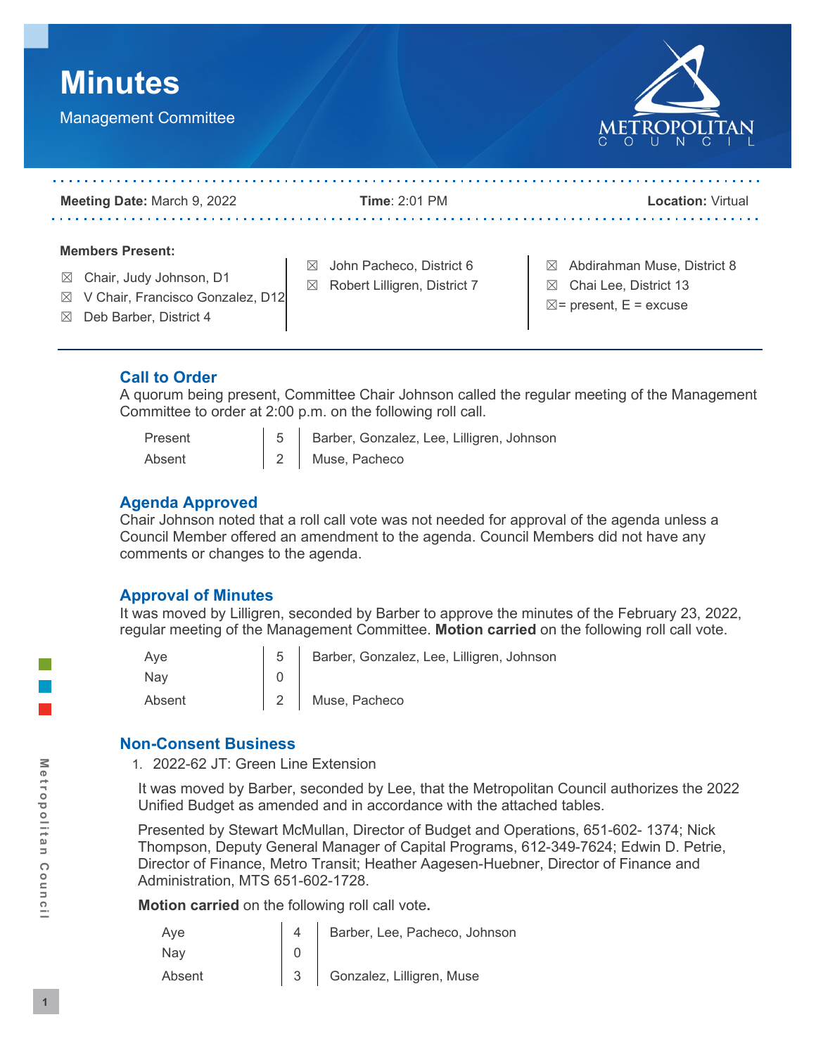# Minutes

Management Committee

**Meeting Date:** March 9, 2022 **Time**: 2:01 PM **Location:** Virtual

**Members Present:**

- ☒ Chair, Judy Johnson, D1
- ☒ V Chair, Francisco Gonzalez, D12
- ☒ Deb Barber, District 4
- ☒ John Pacheco, District 6
- ☒ Robert Lilligren, District 7
- ☒ Abdirahman Muse, District 8
- ☒ Chai Lee, District 13

☒= present, E = excuse

## Call to Order

A quorum being present, Committee Chair Johnson called the regular meeting of the Management Committee to order at 2:00 p.m. on the following roll call.

| | | |
|---|---|---|
| Present | 5 | Barber, Gonzalez, Lee, Lilligren, Johnson |
| Absent | 2 | Muse, Pacheco |

## Agenda Approved

Chair Johnson noted that a roll call vote was not needed for approval of the agenda unless a Council Member offered an amendment to the agenda. Council Members did not have any comments or changes to the agenda.

## Approval of Minutes

It was moved by Lilligren, seconded by Barber to approve the minutes of the February 23, 2022, regular meeting of the Management Committee. **Motion carried** on the following roll call vote.

| | | |
|---|---|---|
| Aye | 5 | Barber, Gonzalez, Lee, Lilligren, Johnson |
| Nay | 0 | |
| Absent | 2 | Muse, Pacheco |

## Non-Consent Business

1. 2022-62 JT: Green Line Extension

It was moved by Barber, seconded by Lee, that the Metropolitan Council authorizes the 2022 Unified Budget as amended and in accordance with the attached tables.

Presented by Stewart McMullan, Director of Budget and Operations, 651-602- 1374; Nick Thompson, Deputy General Manager of Capital Programs, 612-349-7624; Edwin D. Petrie, Director of Finance, Metro Transit; Heather Aagesen-Huebner, Director of Finance and Administration, MTS 651-602-1728.

**Motion carried** on the following roll call vote**.**

| | | |
|---|---|---|
| Aye | 4 | Barber, Lee, Pacheco, Johnson |
| Nay | 0 | |
| Absent | 3 | Gonzalez, Lilligren, Muse |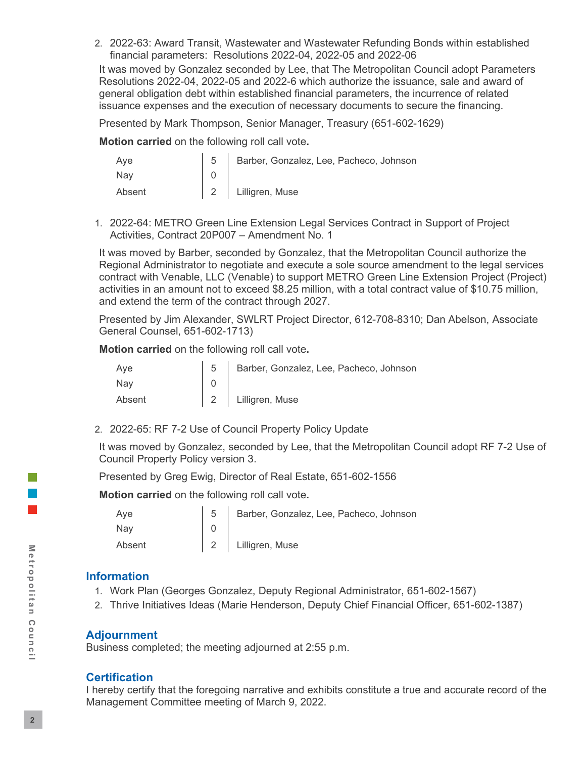2. 2022-63: Award Transit, Wastewater and Wastewater Refunding Bonds within established financial parameters: Resolutions 2022-04, 2022-05 and 2022-06

It was moved by Gonzalez seconded by Lee, that The Metropolitan Council adopt Parameters Resolutions 2022-04, 2022-05 and 2022-6 which authorize the issuance, sale and award of general obligation debt within established financial parameters, the incurrence of related issuance expenses and the execution of necessary documents to secure the financing.

Presented by Mark Thompson, Senior Manager, Treasury (651-602-1629)

**Motion carried** on the following roll call vote**.**

| | | |
|---|---|---|
| Aye | 5 | Barber, Gonzalez, Lee, Pacheco, Johnson |
| Nay | 0 | |
| Absent | 2 | Lilligren, Muse |

1. 2022-64: METRO Green Line Extension Legal Services Contract in Support of Project Activities, Contract 20P007 – Amendment No. 1

It was moved by Barber, seconded by Gonzalez, that the Metropolitan Council authorize the Regional Administrator to negotiate and execute a sole source amendment to the legal services contract with Venable, LLC (Venable) to support METRO Green Line Extension Project (Project) activities in an amount not to exceed $8.25 million, with a total contract value of $10.75 million, and extend the term of the contract through 2027.

Presented by Jim Alexander, SWLRT Project Director, 612-708-8310; Dan Abelson, Associate General Counsel, 651-602-1713)

**Motion carried** on the following roll call vote**.**

| | | |
|---|---|---|
| Aye | 5 | Barber, Gonzalez, Lee, Pacheco, Johnson |
| Nay | 0 | |
| Absent | 2 | Lilligren, Muse |

2. 2022-65: RF 7-2 Use of Council Property Policy Update

It was moved by Gonzalez, seconded by Lee, that the Metropolitan Council adopt RF 7-2 Use of Council Property Policy version 3.

Presented by Greg Ewig, Director of Real Estate, 651-602-1556

**Motion carried** on the following roll call vote**.**

| | | |
|---|---|---|
| Aye | 5 | Barber, Gonzalez, Lee, Pacheco, Johnson |
| Nay | 0 | |
| Absent | 2 | Lilligren, Muse |

## Information

1. Work Plan (Georges Gonzalez, Deputy Regional Administrator, 651-602-1567)
2. Thrive Initiatives Ideas (Marie Henderson, Deputy Chief Financial Officer, 651-602-1387)

## Adjournment

Business completed; the meeting adjourned at 2:55 p.m.

## Certification

I hereby certify that the foregoing narrative and exhibits constitute a true and accurate record of the Management Committee meeting of March 9, 2022.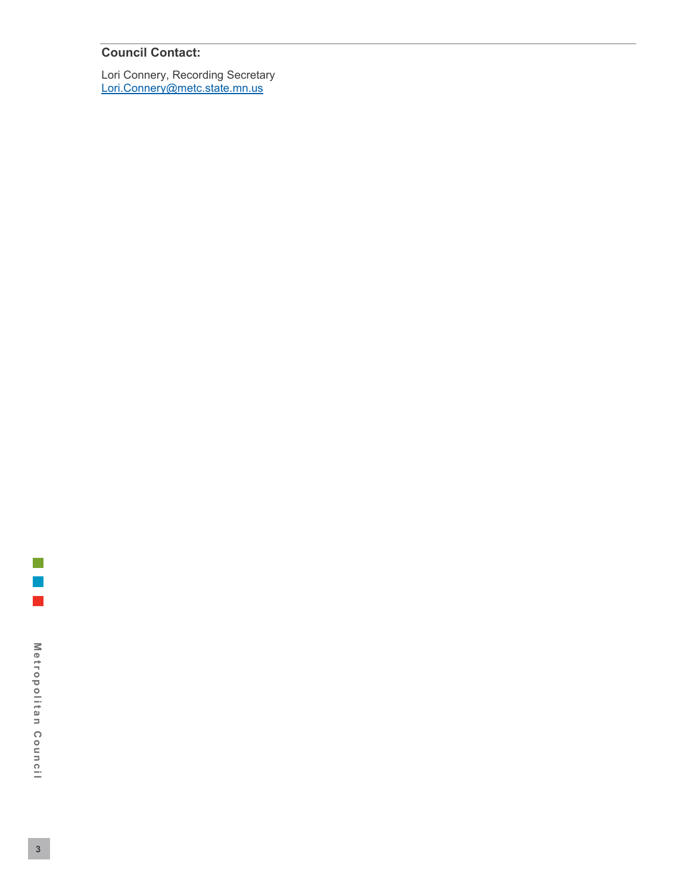**Council Contact:**

Lori Connery, Recording Secretary
Lori.Connery@metc.state.mn.us